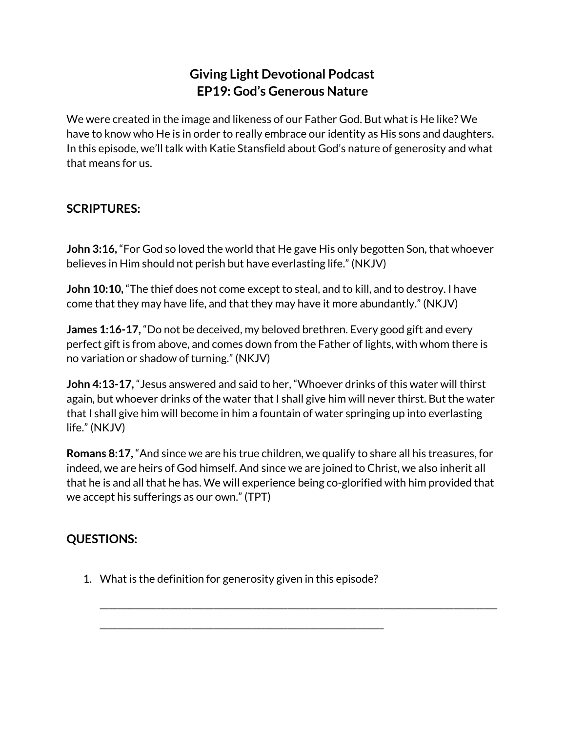# Giving Light Devotional Podcast
# EP19: God's Generous Nature

We were created in the image and likeness of our Father God. But what is He like? We have to know who He is in order to really embrace our identity as His sons and daughters. In this episode, we'll talk with Katie Stansfield about God's nature of generosity and what that means for us.

## SCRIPTURES:

**John 3:16,** "For God so loved the world that He gave His only begotten Son, that whoever believes in Him should not perish but have everlasting life." (NKJV)

**John 10:10,** "The thief does not come except to steal, and to kill, and to destroy. I have come that they may have life, and that they may have it more abundantly." (NKJV)

**James 1:16-17,** "Do not be deceived, my beloved brethren. Every good gift and every perfect gift is from above, and comes down from the Father of lights, with whom there is no variation or shadow of turning." (NKJV)

**John 4:13-17,** "Jesus answered and said to her, "Whoever drinks of this water will thirst again, but whoever drinks of the water that I shall give him will never thirst. But the water that I shall give him will become in him a fountain of water springing up into everlasting life." (NKJV)

**Romans 8:17,** "And since we are his true children, we qualify to share all his treasures, for indeed, we are heirs of God himself. And since we are joined to Christ, we also inherit all that he is and all that he has. We will experience being co-glorified with him provided that we accept his sufferings as our own." (TPT)

## QUESTIONS:

1. What is the definition for generosity given in this episode?

   ______________________________________________________________________________

   ______________________________________________________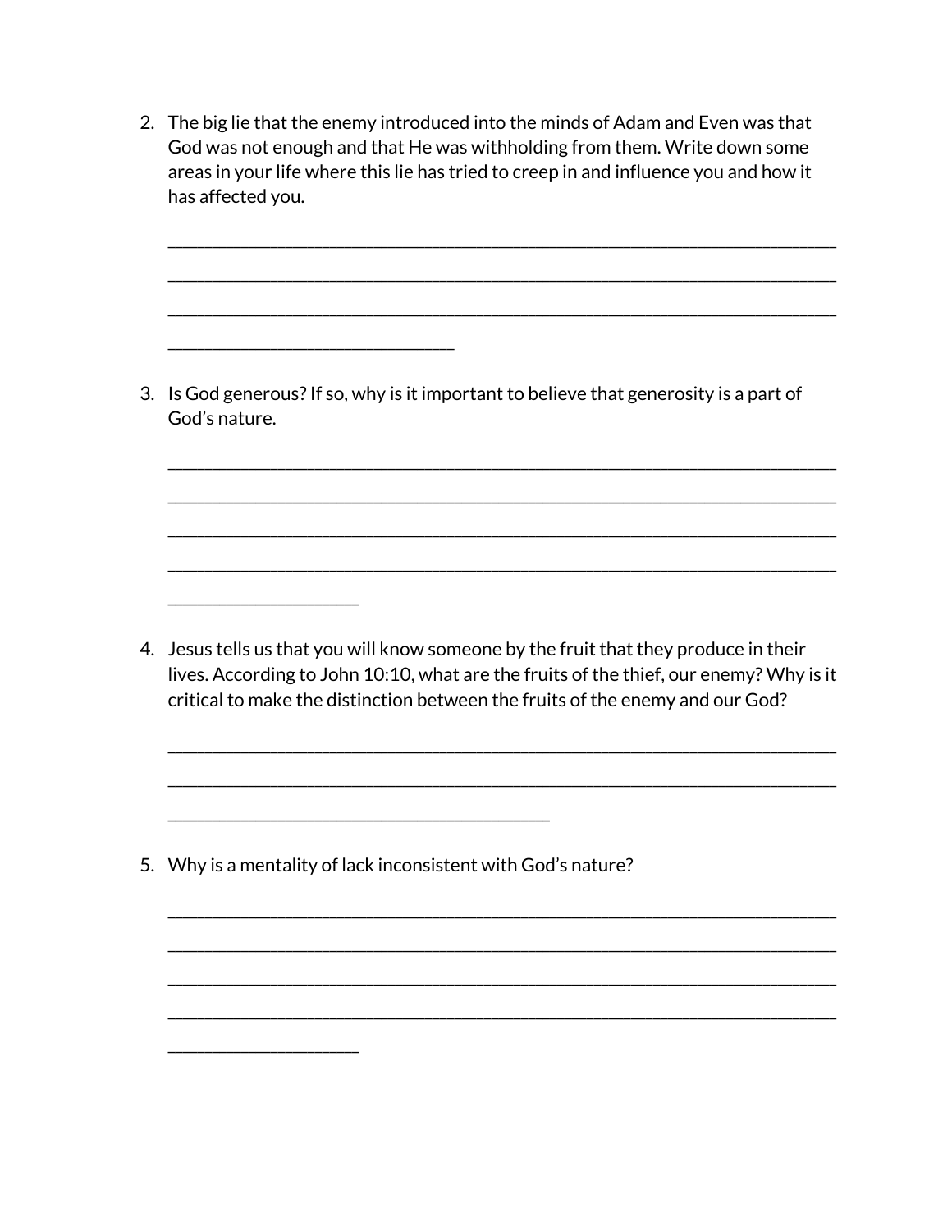2. The big lie that the enemy introduced into the minds of Adam and Even was that God was not enough and that He was withholding from them. Write down some areas in your life where this lie has tried to creep in and influence you and how it has affected you.

   ______________________________________________________________________________

   ______________________________________________________________________________

   ______________________________________________________________________________

   ________________________________

3. Is God generous? If so, why is it important to believe that generosity is a part of God's nature.

   ______________________________________________________________________________

   ______________________________________________________________________________

   ______________________________________________________________________________

   ______________________________________________________________________________

   _____________________

4. Jesus tells us that you will know someone by the fruit that they produce in their lives. According to John 10:10, what are the fruits of the thief, our enemy? Why is it critical to make the distinction between the fruits of the enemy and our God?

   ______________________________________________________________________________

   ______________________________________________________________________________

   __________________________________________

5. Why is a mentality of lack inconsistent with God's nature?

   ______________________________________________________________________________

   ______________________________________________________________________________

   ______________________________________________________________________________

   ______________________________________________________________________________

   _____________________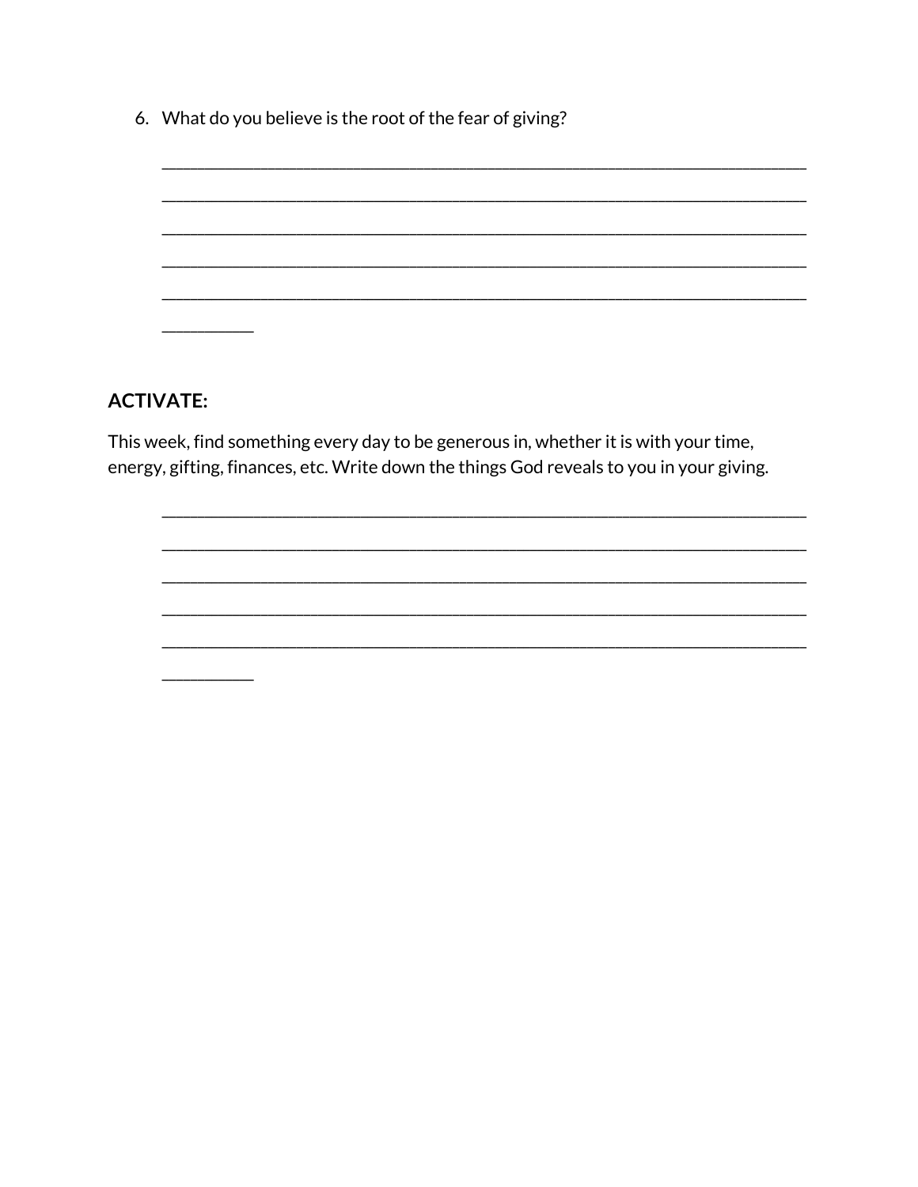6. What do you believe is the root of the fear of giving?

    ________________________________________________________________________________
    ________________________________________________________________________________
    ________________________________________________________________________________
    ________________________________________________________________________________
    ________________________________________________________________________________
    ___________

**ACTIVATE:**

This week, find something every day to be generous in, whether it is with your time, energy, gifting, finances, etc. Write down the things God reveals to you in your giving.

    ________________________________________________________________________________
    ________________________________________________________________________________
    ________________________________________________________________________________
    ________________________________________________________________________________
    ________________________________________________________________________________
    ___________